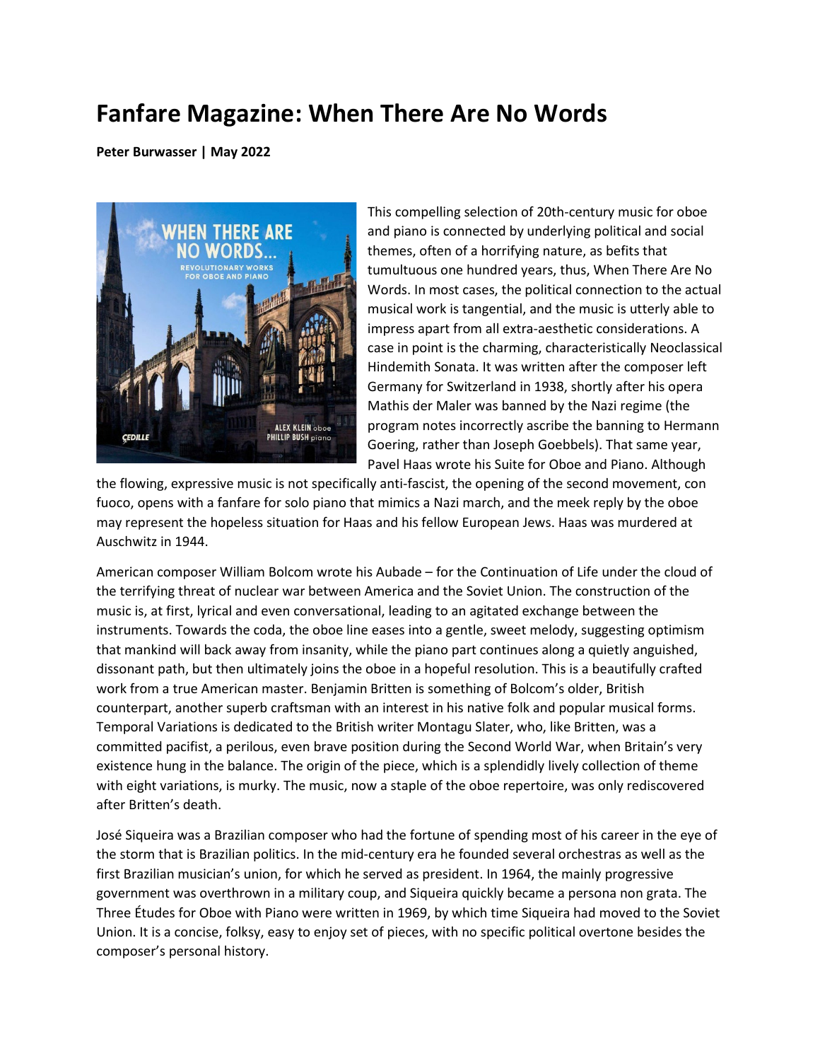# Fanfare Magazine: When There Are No Words

**Peter Burwasser | May 2022**

This compelling selection of 20th-century music for oboe and piano is connected by underlying political and social themes, often of a horrifying nature, as befits that tumultuous one hundred years, thus, When There Are No Words. In most cases, the political connection to the actual musical work is tangential, and the music is utterly able to impress apart from all extra-aesthetic considerations. A case in point is the charming, characteristically Neoclassical Hindemith Sonata. It was written after the composer left Germany for Switzerland in 1938, shortly after his opera Mathis der Maler was banned by the Nazi regime (the program notes incorrectly ascribe the banning to Hermann Goering, rather than Joseph Goebbels). That same year, Pavel Haas wrote his Suite for Oboe and Piano. Although the flowing, expressive music is not specifically anti-fascist, the opening of the second movement, con fuoco, opens with a fanfare for solo piano that mimics a Nazi march, and the meek reply by the oboe may represent the hopeless situation for Haas and his fellow European Jews. Haas was murdered at Auschwitz in 1944.

American composer William Bolcom wrote his Aubade – for the Continuation of Life under the cloud of the terrifying threat of nuclear war between America and the Soviet Union. The construction of the music is, at first, lyrical and even conversational, leading to an agitated exchange between the instruments. Towards the coda, the oboe line eases into a gentle, sweet melody, suggesting optimism that mankind will back away from insanity, while the piano part continues along a quietly anguished, dissonant path, but then ultimately joins the oboe in a hopeful resolution. This is a beautifully crafted work from a true American master. Benjamin Britten is something of Bolcom's older, British counterpart, another superb craftsman with an interest in his native folk and popular musical forms. Temporal Variations is dedicated to the British writer Montagu Slater, who, like Britten, was a committed pacifist, a perilous, even brave position during the Second World War, when Britain's very existence hung in the balance. The origin of the piece, which is a splendidly lively collection of theme with eight variations, is murky. The music, now a staple of the oboe repertoire, was only rediscovered after Britten's death.

José Siqueira was a Brazilian composer who had the fortune of spending most of his career in the eye of the storm that is Brazilian politics. In the mid-century era he founded several orchestras as well as the first Brazilian musician's union, for which he served as president. In 1964, the mainly progressive government was overthrown in a military coup, and Siqueira quickly became a persona non grata. The Three Études for Oboe with Piano were written in 1969, by which time Siqueira had moved to the Soviet Union. It is a concise, folksy, easy to enjoy set of pieces, with no specific political overtone besides the composer's personal history.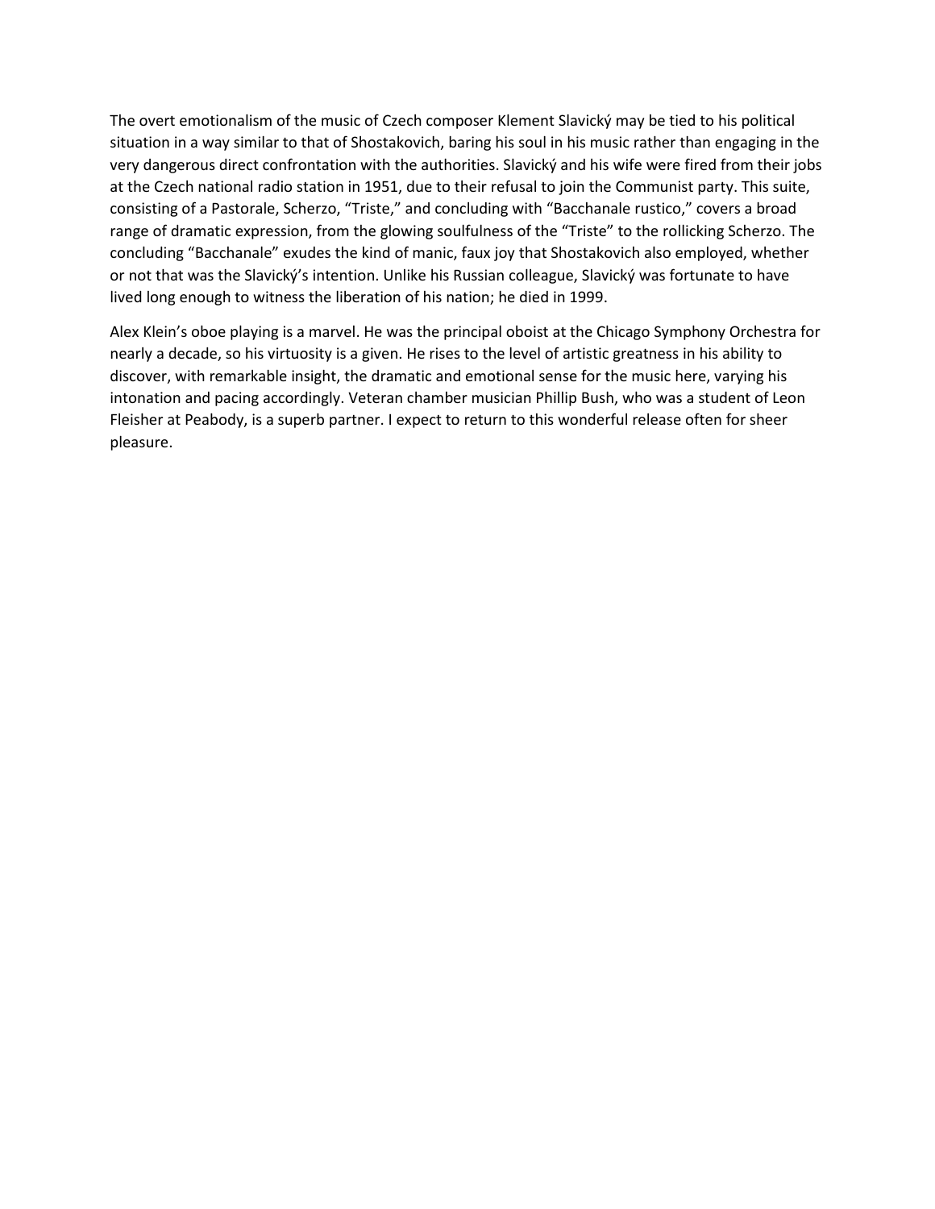The overt emotionalism of the music of Czech composer Klement Slavický may be tied to his political situation in a way similar to that of Shostakovich, baring his soul in his music rather than engaging in the very dangerous direct confrontation with the authorities. Slavický and his wife were fired from their jobs at the Czech national radio station in 1951, due to their refusal to join the Communist party. This suite, consisting of a Pastorale, Scherzo, “Triste,” and concluding with “Bacchanale rustico,” covers a broad range of dramatic expression, from the glowing soulfulness of the “Triste” to the rollicking Scherzo. The concluding “Bacchanale” exudes the kind of manic, faux joy that Shostakovich also employed, whether or not that was the Slavický’s intention. Unlike his Russian colleague, Slavický was fortunate to have lived long enough to witness the liberation of his nation; he died in 1999.

Alex Klein’s oboe playing is a marvel. He was the principal oboist at the Chicago Symphony Orchestra for nearly a decade, so his virtuosity is a given. He rises to the level of artistic greatness in his ability to discover, with remarkable insight, the dramatic and emotional sense for the music here, varying his intonation and pacing accordingly. Veteran chamber musician Phillip Bush, who was a student of Leon Fleisher at Peabody, is a superb partner. I expect to return to this wonderful release often for sheer pleasure.